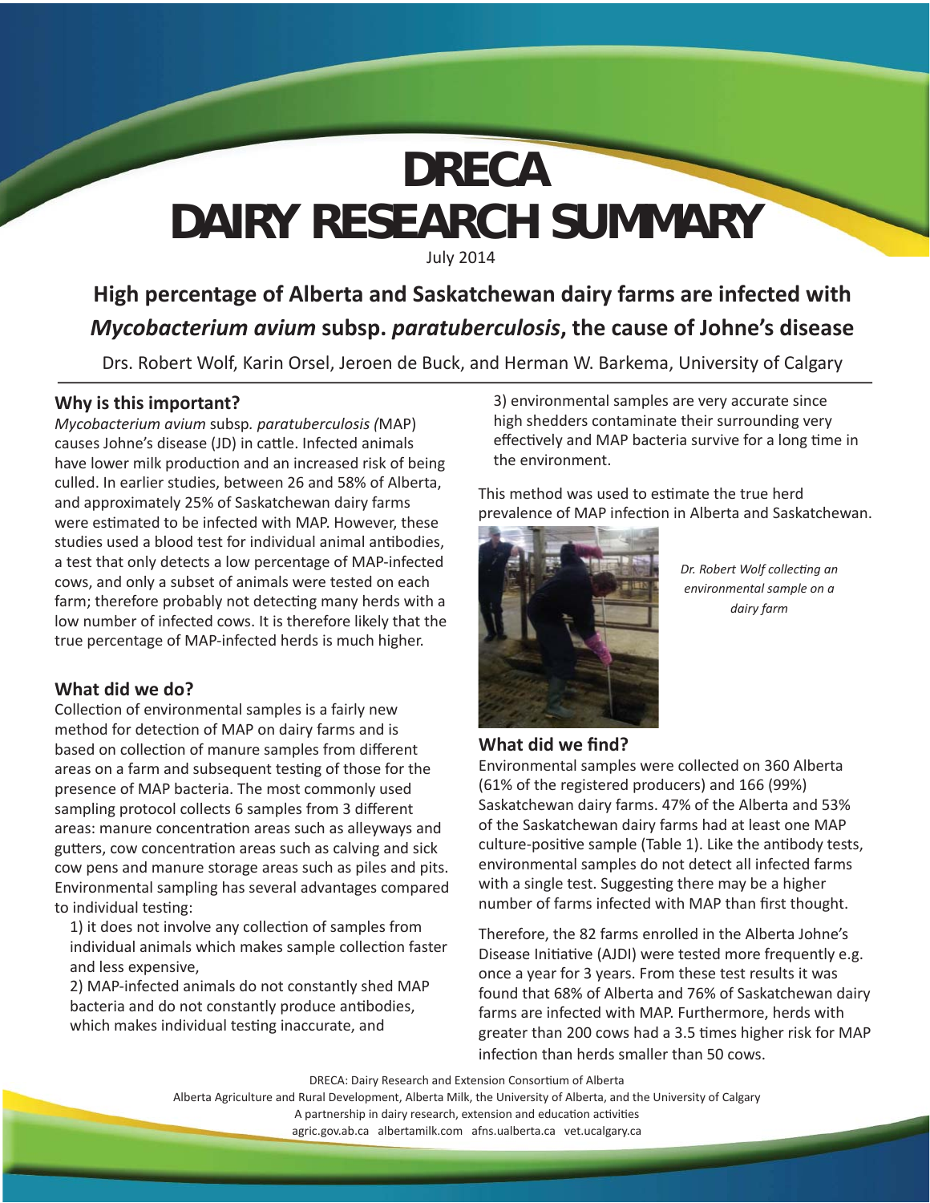# DRECA DAIRY RESEARCH SUMMARY

July 2014

## High percentage of Alberta and Saskatchewan dairy farms are infected with *Mycobacterium avium* subsp. *paratuberculosis*, the cause of Johne's disease

Drs. Robert Wolf, Karin Orsel, Jeroen de Buck, and Herman W. Barkema, University of Calgary

### Why is this important?

*Mycobacterium avium* subsp. *paratuberculosis (*MAP) causes Johne's disease (JD) in cattle. Infected animals have lower milk production and an increased risk of being culled. In earlier studies, between 26 and 58% of Alberta, and approximately 25% of Saskatchewan dairy farms were estimated to be infected with MAP. However, these studies used a blood test for individual animal antibodies, a test that only detects a low percentage of MAP-infected cows, and only a subset of animals were tested on each farm; therefore probably not detecting many herds with a low number of infected cows. It is therefore likely that the true percentage of MAP-infected herds is much higher.

### What did we do?

Collection of environmental samples is a fairly new method for detection of MAP on dairy farms and is based on collection of manure samples from different areas on a farm and subsequent testing of those for the presence of MAP bacteria. The most commonly used sampling protocol collects 6 samples from 3 different areas: manure concentration areas such as alleyways and gutters, cow concentration areas such as calving and sick cow pens and manure storage areas such as piles and pits. Environmental sampling has several advantages compared to individual testing:

1) it does not involve any collection of samples from individual animals which makes sample collection faster and less expensive,
2) MAP-infected animals do not constantly shed MAP bacteria and do not constantly produce antibodies, which makes individual testing inaccurate, and
3) environmental samples are very accurate since high shedders contaminate their surrounding very effectively and MAP bacteria survive for a long time in the environment.

This method was used to estimate the true herd prevalence of MAP infection in Alberta and Saskatchewan.

*Dr. Robert Wolf collecting an environmental sample on a dairy farm*

### What did we find?

Environmental samples were collected on 360 Alberta (61% of the registered producers) and 166 (99%) Saskatchewan dairy farms. 47% of the Alberta and 53% of the Saskatchewan dairy farms had at least one MAP culture-positive sample (Table 1). Like the antibody tests, environmental samples do not detect all infected farms with a single test. Suggesting there may be a higher number of farms infected with MAP than first thought.

Therefore, the 82 farms enrolled in the Alberta Johne's Disease Initiative (AJDI) were tested more frequently e.g. once a year for 3 years. From these test results it was found that 68% of Alberta and 76% of Saskatchewan dairy farms are infected with MAP. Furthermore, herds with greater than 200 cows had a 3.5 times higher risk for MAP infection than herds smaller than 50 cows.

DRECA: Dairy Research and Extension Consortium of Alberta
Alberta Agriculture and Rural Development, Alberta Milk, the University of Alberta, and the University of Calgary
A partnership in dairy research, extension and education activities
agric.gov.ab.ca albertamilk.com afns.ualberta.ca vet.ucalgary.ca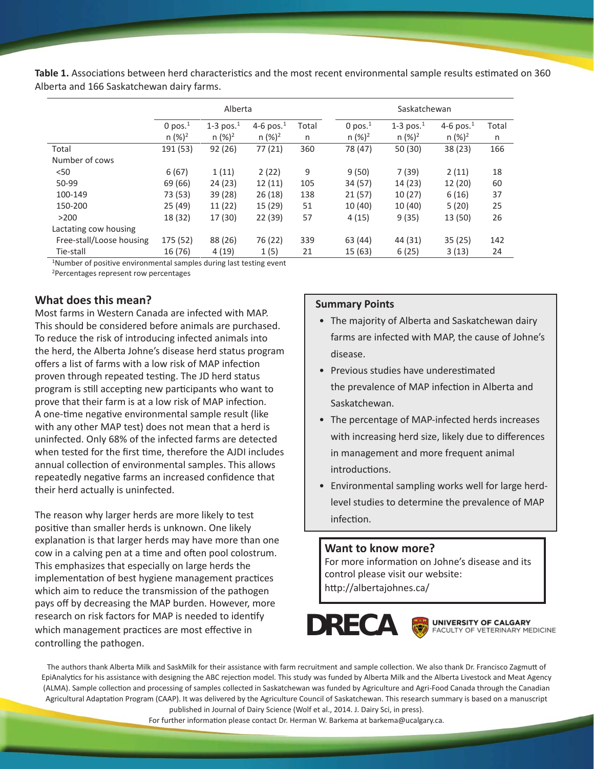**Table 1.** Associations between herd characteristics and the most recent environmental sample results estimated on 360 Alberta and 166 Saskatchewan dairy farms.

| | Alberta | | | | Saskatchewan | | | |
|---|---|---|---|---|---|---|---|---|
| | 0 pos.[1] n (%)[2] | 1-3 pos.[1] n (%)[2] | 4-6 pos.[1] n (%)[2] | Total n | 0 pos.[1] n (%)[2] | 1-3 pos.[1] n (%)[2] | 4-6 pos.[1] n (%)[2] | Total n |
| Total | 191 (53) | 92 (26) | 77 (21) | 360 | 78 (47) | 50 (30) | 38 (23) | 166 |
| Number of cows | | | | | | | | |
| <50 | 6 (67) | 1 (11) | 2 (22) | 9 | 9 (50) | 7 (39) | 2 (11) | 18 |
| 50-99 | 69 (66) | 24 (23) | 12 (11) | 105 | 34 (57) | 14 (23) | 12 (20) | 60 |
| 100-149 | 73 (53) | 39 (28) | 26 (18) | 138 | 21 (57) | 10 (27) | 6 (16) | 37 |
| 150-200 | 25 (49) | 11 (22) | 15 (29) | 51 | 10 (40) | 10 (40) | 5 (20) | 25 |
| >200 | 18 (32) | 17 (30) | 22 (39) | 57 | 4 (15) | 9 (35) | 13 (50) | 26 |
| Lactating cow housing | | | | | | | | |
| Free-stall/Loose housing | 175 (52) | 88 (26) | 76 (22) | 339 | 63 (44) | 44 (31) | 35 (25) | 142 |
| Tie-stall | 16 (76) | 4 (19) | 1 (5) | 21 | 15 (63) | 6 (25) | 3 (13) | 24 |

[1]Number of positive environmental samples during last testing event

[2]Percentages represent row percentages

## What does this mean?

Most farms in Western Canada are infected with MAP. This should be considered before animals are purchased. To reduce the risk of introducing infected animals into the herd, the Alberta Johne's disease herd status program offers a list of farms with a low risk of MAP infection proven through repeated testing. The JD herd status program is still accepting new participants who want to prove that their farm is at a low risk of MAP infection. A one-time negative environmental sample result (like with any other MAP test) does not mean that a herd is uninfected. Only 68% of the infected farms are detected when tested for the first time, therefore the AJDI includes annual collection of environmental samples. This allows repeatedly negative farms an increased confidence that their herd actually is uninfected.

The reason why larger herds are more likely to test positive than smaller herds is unknown. One likely explanation is that larger herds may have more than one cow in a calving pen at a time and often pool colostrum. This emphasizes that especially on large herds the implementation of best hygiene management practices which aim to reduce the transmission of the pathogen pays off by decreasing the MAP burden. However, more research on risk factors for MAP is needed to identify which management practices are most effective in controlling the pathogen.

### Summary Points

- The majority of Alberta and Saskatchewan dairy farms are infected with MAP, the cause of Johne's disease.
- Previous studies have underestimated the prevalence of MAP infection in Alberta and Saskatchewan.
- The percentage of MAP-infected herds increases with increasing herd size, likely due to differences in management and more frequent animal introductions.
- Environmental sampling works well for large herd-level studies to determine the prevalence of MAP infection.

### Want to know more?

For more information on Johne's disease and its control please visit our website: http://albertajohnes.ca/

DRECA

UNIVERSITY OF CALGARY
FACULTY OF VETERINARY MEDICINE

The authors thank Alberta Milk and SaskMilk for their assistance with farm recruitment and sample collection. We also thank Dr. Francisco Zagmutt of EpiAnalytics for his assistance with designing the ABC rejection model. This study was funded by Alberta Milk and the Alberta Livestock and Meat Agency (ALMA). Sample collection and processing of samples collected in Saskatchewan was funded by Agriculture and Agri-Food Canada through the Canadian Agricultural Adaptation Program (CAAP). It was delivered by the Agriculture Council of Saskatchewan. This research summary is based on a manuscript published in Journal of Dairy Science (Wolf et al., 2014. J. Dairy Sci, in press).

For further information please contact Dr. Herman W. Barkema at barkema@ucalgary.ca.